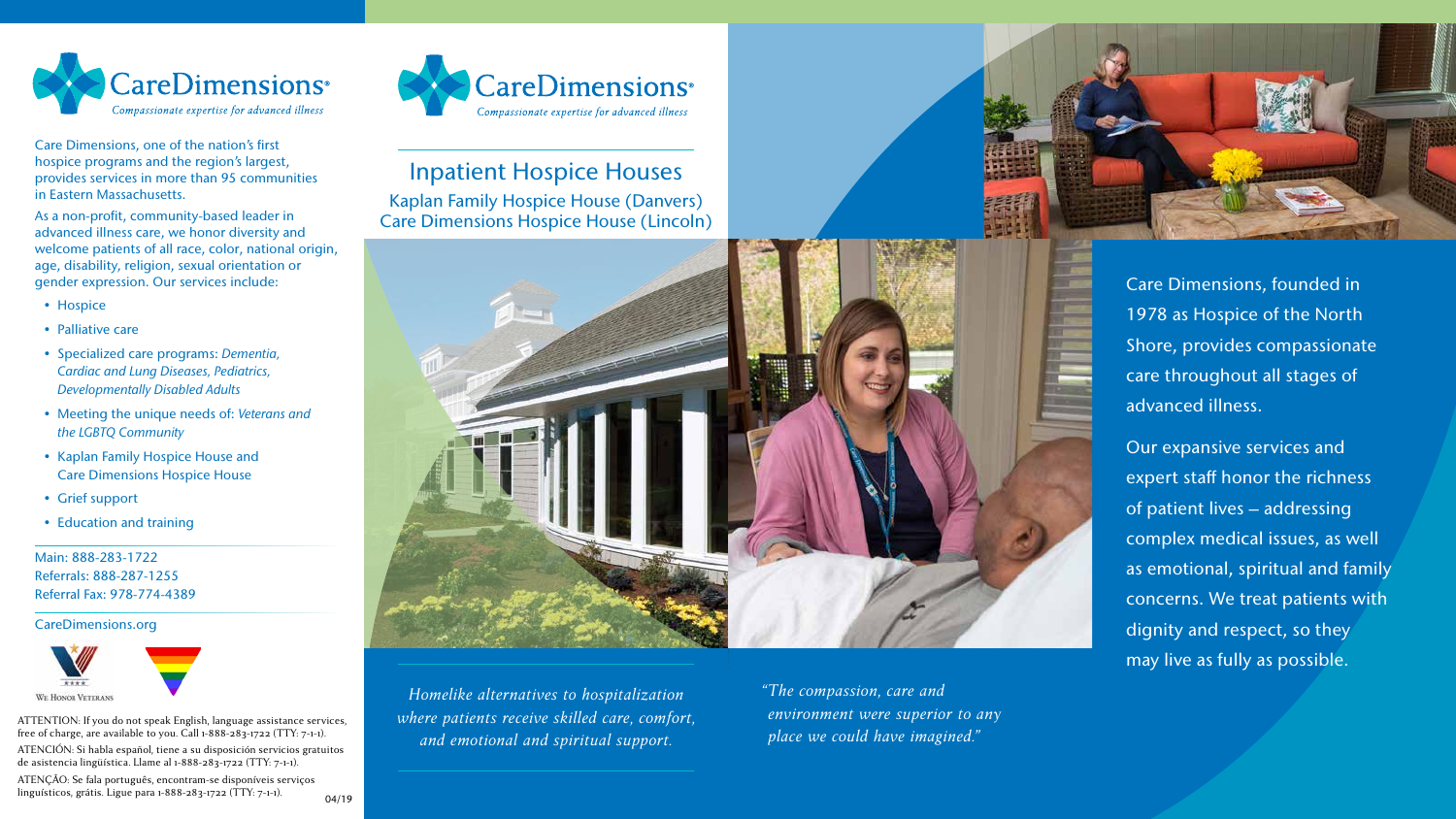CareDimensions®

*Compassionate expertise for advanced illness*

Care Dimensions, one of the nation's first hospice programs and the region's largest, provides services in more than 95 communities in Eastern Massachusetts.

As a non-profit, community-based leader in advanced illness care, we honor diversity and welcome patients of all race, color, national origin, age, disability, religion, sexual orientation or gender expression. Our services include:

- Hospice
- Palliative care
- Specialized care programs: *Dementia, Cardiac and Lung Diseases, Pediatrics, Developmentally Disabled Adults*
- Meeting the unique needs of: *Veterans and the LGBTQ Community*
- Kaplan Family Hospice House and Care Dimensions Hospice House
- Grief support
- Education and training

Main: 888-283-1722
Referrals: 888-287-1255
Referral Fax: 978-774-4389

CareDimensions.org

We Honor Veterans

ATTENTION: If you do not speak English, language assistance services, free of charge, are available to you. Call 1-888-283-1722 (TTY: 7-1-1).

ATENCIÓN: Si habla español, tiene a su disposición servicios gratuitos de asistencia lingüística. Llame al 1-888-283-1722 (TTY: 7-1-1).

ATENÇÃO: Se fala português, encontram-se disponíveis serviços linguísticos, grátis. Ligue para 1-888-283-1722 (TTY: 7-1-1).

04/19

CareDimensions®

*Compassionate expertise for advanced illness*

# Inpatient Hospice Houses

## Kaplan Family Hospice House (Danvers)
## Care Dimensions Hospice House (Lincoln)

*Homelike alternatives to hospitalization where patients receive skilled care, comfort, and emotional and spiritual support.*

*"The compassion, care and environment were superior to any place we could have imagined."*

Care Dimensions, founded in 1978 as Hospice of the North Shore, provides compassionate care throughout all stages of advanced illness.

Our expansive services and expert staff honor the richness of patient lives – addressing complex medical issues, as well as emotional, spiritual and family concerns. We treat patients with dignity and respect, so they may live as fully as possible.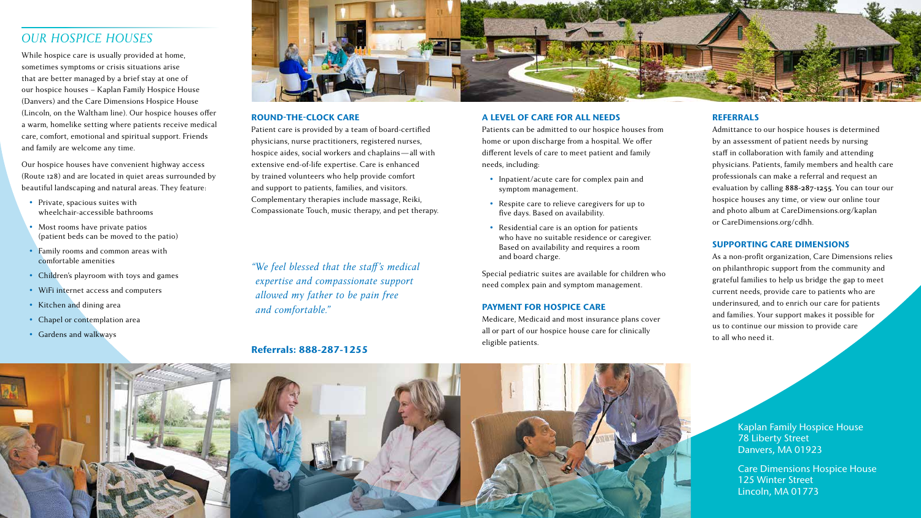## *OUR HOSPICE HOUSES*

While hospice care is usually provided at home, sometimes symptoms or crisis situations arise that are better managed by a brief stay at one of our hospice houses – Kaplan Family Hospice House (Danvers) and the Care Dimensions Hospice House (Lincoln, on the Waltham line). Our hospice houses offer a warm, homelike setting where patients receive medical care, comfort, emotional and spiritual support. Friends and family are welcome any time.

Our hospice houses have convenient highway access (Route 128) and are located in quiet areas surrounded by beautiful landscaping and natural areas. They feature:

- Private, spacious suites with wheelchair-accessible bathrooms
- Most rooms have private patios (patient beds can be moved to the patio)
- Family rooms and common areas with comfortable amenities
- Children's playroom with toys and games
- WiFi internet access and computers
- Kitchen and dining area
- Chapel or contemplation area
- Gardens and walkways

### ROUND-THE-CLOCK CARE

Patient care is provided by a team of board-certified physicians, nurse practitioners, registered nurses, hospice aides, social workers and chaplains—all with extensive end-of-life expertise. Care is enhanced by trained volunteers who help provide comfort and support to patients, families, and visitors. Complementary therapies include massage, Reiki, Compassionate Touch, music therapy, and pet therapy.

*"We feel blessed that the staff's medical expertise and compassionate support allowed my father to be pain free and comfortable."*

**Referrals: 888-287-1255**

### A LEVEL OF CARE FOR ALL NEEDS

Patients can be admitted to our hospice houses from home or upon discharge from a hospital. We offer different levels of care to meet patient and family needs, including:

- Inpatient/acute care for complex pain and symptom management.
- Respite care to relieve caregivers for up to five days. Based on availability.
- Residential care is an option for patients who have no suitable residence or caregiver. Based on availability and requires a room and board charge.

Special pediatric suites are available for children who need complex pain and symptom management.

### PAYMENT FOR HOSPICE CARE

Medicare, Medicaid and most insurance plans cover all or part of our hospice house care for clinically eligible patients.

### REFERRALS

Admittance to our hospice houses is determined by an assessment of patient needs by nursing staff in collaboration with family and attending physicians. Patients, family members and health care professionals can make a referral and request an evaluation by calling **888-287-1255**. You can tour our hospice houses any time, or view our online tour and photo album at CareDimensions.org/kaplan or CareDimensions.org/cdhh.

### SUPPORTING CARE DIMENSIONS

As a non-profit organization, Care Dimensions relies on philanthropic support from the community and grateful families to help us bridge the gap to meet current needs, provide care to patients who are underinsured, and to enrich our care for patients and families. Your support makes it possible for us to continue our mission to provide care to all who need it.

Kaplan Family Hospice House
78 Liberty Street
Danvers, MA 01923

Care Dimensions Hospice House
125 Winter Street
Lincoln, MA 01773